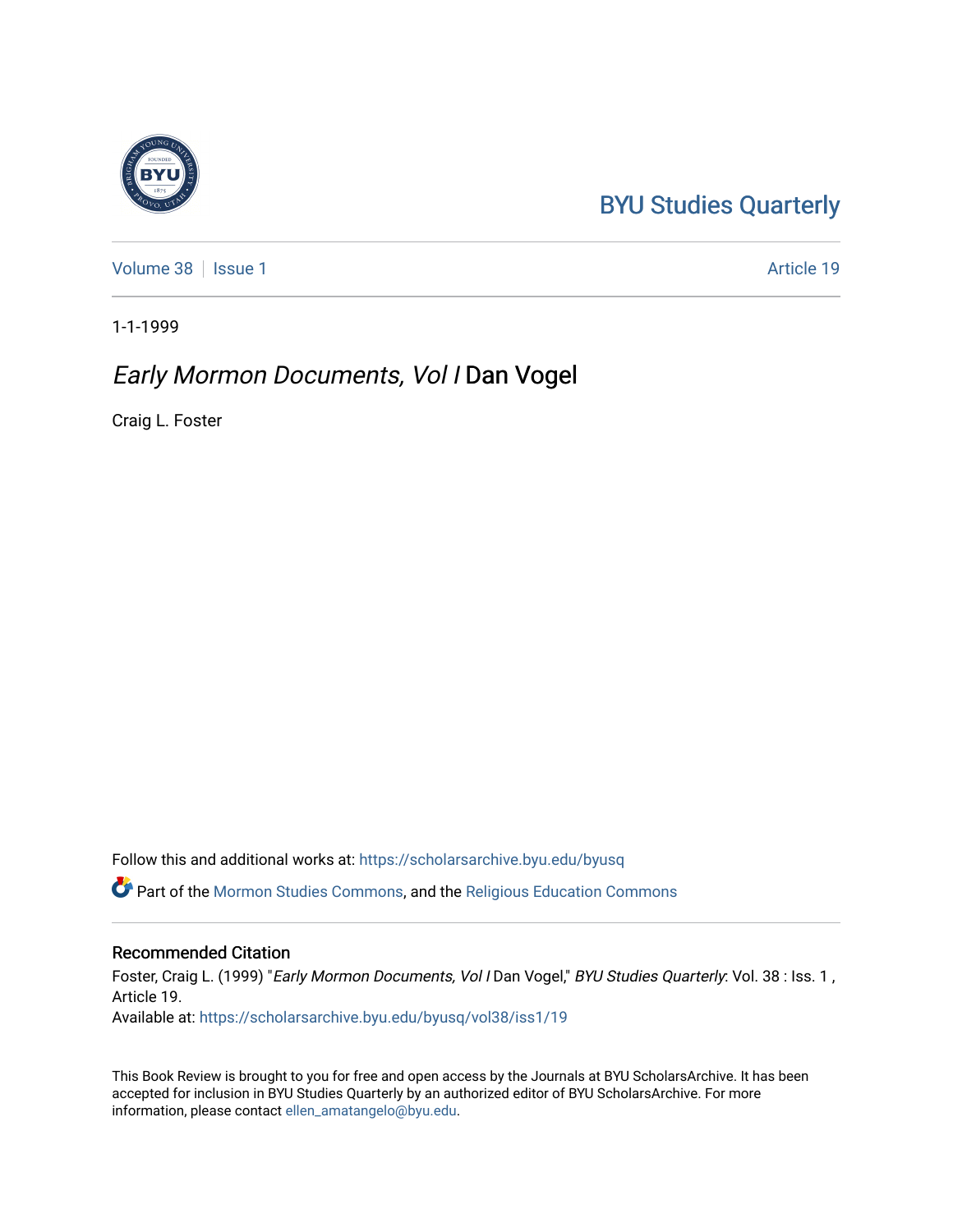BYU Studies Quarterly

Volume 38 | Issue 1 | Article 19

1-1-1999

# *Early Mormon Documents, Vol I* Dan Vogel

Craig L. Foster

Follow this and additional works at: https://scholarsarchive.byu.edu/byusq

Part of the Mormon Studies Commons, and the Religious Education Commons

## Recommended Citation

Foster, Craig L. (1999) "*Early Mormon Documents, Vol I* Dan Vogel," *BYU Studies Quarterly*: Vol. 38 : Iss. 1 , Article 19.

Available at: https://scholarsarchive.byu.edu/byusq/vol38/iss1/19

This Book Review is brought to you for free and open access by the Journals at BYU ScholarsArchive. It has been accepted for inclusion in BYU Studies Quarterly by an authorized editor of BYU ScholarsArchive. For more information, please contact ellen_amatangelo@byu.edu.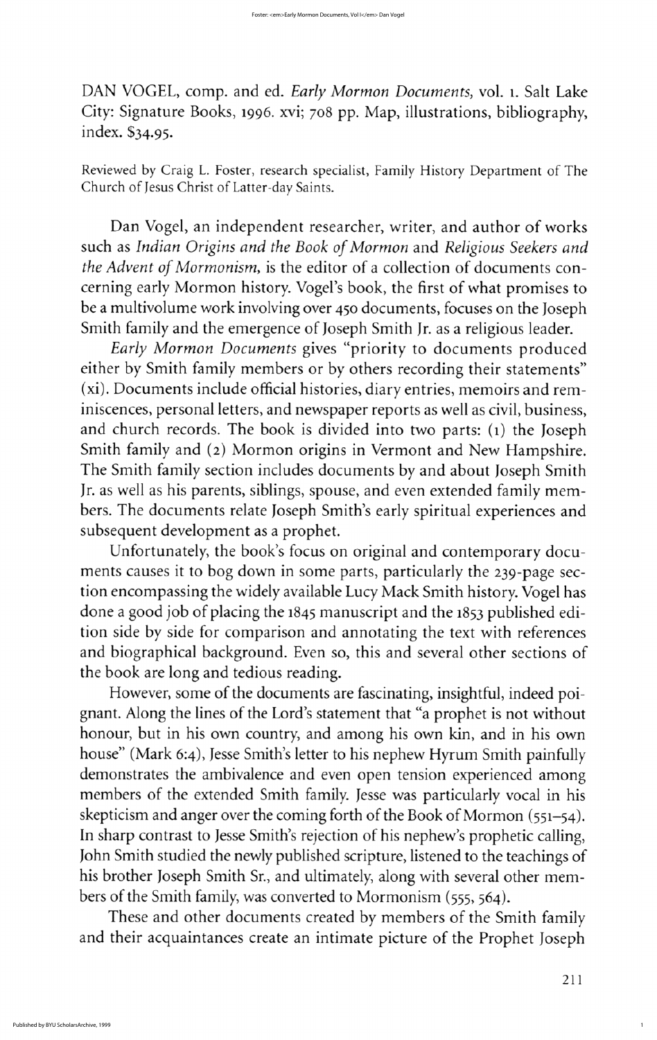DAN VOGEL, comp. and ed. *Early Mormon Documents*, vol. 1. Salt Lake City: Signature Books, 1996. xvi; 708 pp. Map, illustrations, bibliography, index. $34.95.

Reviewed by Craig L. Foster, research specialist, Family History Department of The Church of Jesus Christ of Latter-day Saints.

Dan Vogel, an independent researcher, writer, and author of works such as *Indian Origins and the Book of Mormon* and *Religious Seekers and the Advent of Mormonism*, is the editor of a collection of documents concerning early Mormon history. Vogel's book, the first of what promises to be a multivolume work involving over 450 documents, focuses on the Joseph Smith family and the emergence of Joseph Smith Jr. as a religious leader.

*Early Mormon Documents* gives "priority to documents produced either by Smith family members or by others recording their statements" (xi). Documents include official histories, diary entries, memoirs and reminiscences, personal letters, and newspaper reports as well as civil, business, and church records. The book is divided into two parts: (1) the Joseph Smith family and (2) Mormon origins in Vermont and New Hampshire. The Smith family section includes documents by and about Joseph Smith Jr. as well as his parents, siblings, spouse, and even extended family members. The documents relate Joseph Smith's early spiritual experiences and subsequent development as a prophet.

Unfortunately, the book's focus on original and contemporary documents causes it to bog down in some parts, particularly the 239-page section encompassing the widely available Lucy Mack Smith history. Vogel has done a good job of placing the 1845 manuscript and the 1853 published edition side by side for comparison and annotating the text with references and biographical background. Even so, this and several other sections of the book are long and tedious reading.

However, some of the documents are fascinating, insightful, indeed poignant. Along the lines of the Lord's statement that "a prophet is not without honour, but in his own country, and among his own kin, and in his own house" (Mark 6:4), Jesse Smith's letter to his nephew Hyrum Smith painfully demonstrates the ambivalence and even open tension experienced among members of the extended Smith family. Jesse was particularly vocal in his skepticism and anger over the coming forth of the Book of Mormon (551–54). In sharp contrast to Jesse Smith's rejection of his nephew's prophetic calling, John Smith studied the newly published scripture, listened to the teachings of his brother Joseph Smith Sr., and ultimately, along with several other members of the Smith family, was converted to Mormonism (555, 564).

These and other documents created by members of the Smith family and their acquaintances create an intimate picture of the Prophet Joseph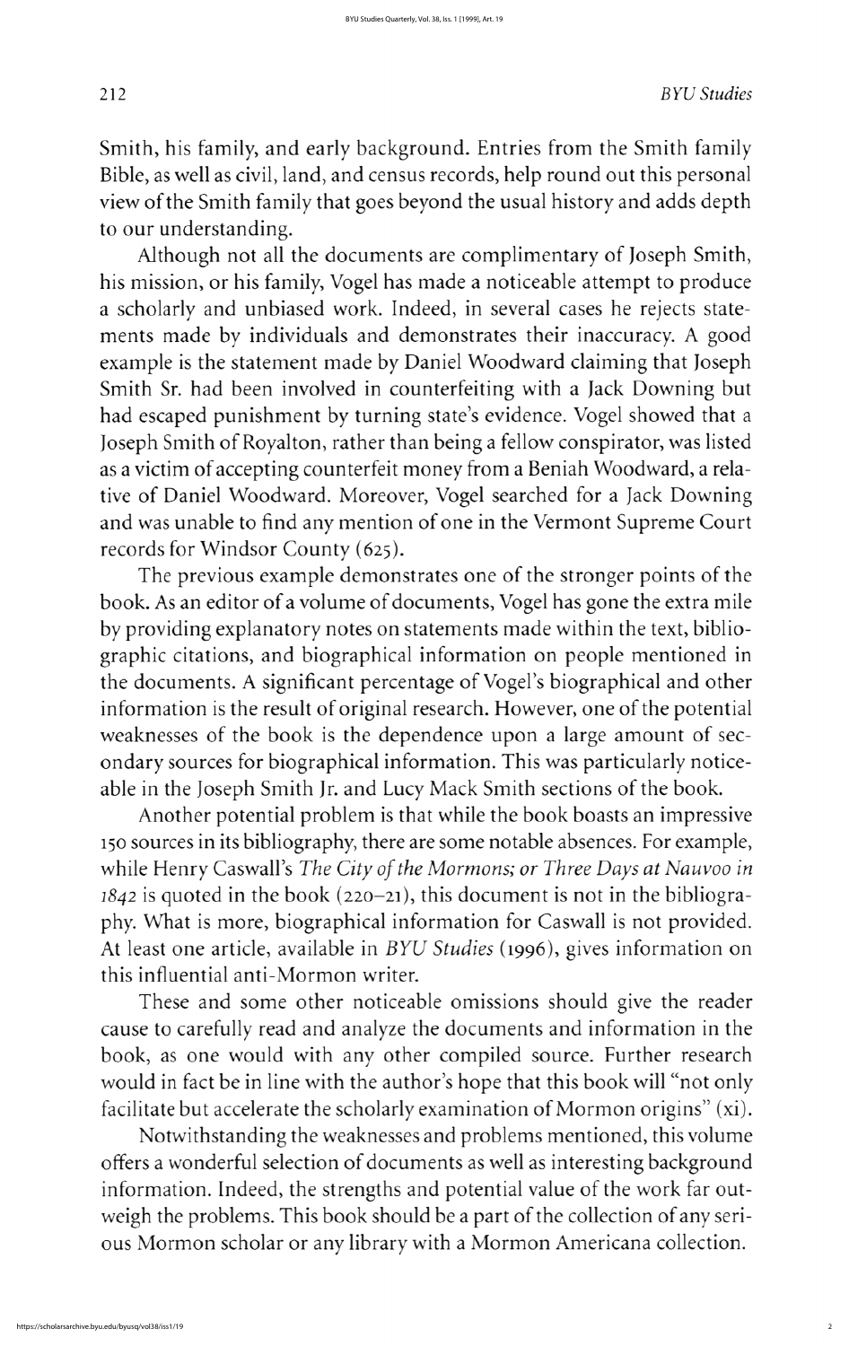Smith, his family, and early background. Entries from the Smith family Bible, as well as civil, land, and census records, help round out this personal view of the Smith family that goes beyond the usual history and adds depth to our understanding.

Although not all the documents are complimentary of Joseph Smith, his mission, or his family, Vogel has made a noticeable attempt to produce a scholarly and unbiased work. Indeed, in several cases he rejects statements made by individuals and demonstrates their inaccuracy. A good example is the statement made by Daniel Woodward claiming that Joseph Smith Sr. had been involved in counterfeiting with a Jack Downing but had escaped punishment by turning state's evidence. Vogel showed that a Joseph Smith of Royalton, rather than being a fellow conspirator, was listed as a victim of accepting counterfeit money from a Beniah Woodward, a relative of Daniel Woodward. Moreover, Vogel searched for a Jack Downing and was unable to find any mention of one in the Vermont Supreme Court records for Windsor County (625).

The previous example demonstrates one of the stronger points of the book. As an editor of a volume of documents, Vogel has gone the extra mile by providing explanatory notes on statements made within the text, bibliographic citations, and biographical information on people mentioned in the documents. A significant percentage of Vogel's biographical and other information is the result of original research. However, one of the potential weaknesses of the book is the dependence upon a large amount of secondary sources for biographical information. This was particularly noticeable in the Joseph Smith Jr. and Lucy Mack Smith sections of the book.

Another potential problem is that while the book boasts an impressive 150 sources in its bibliography, there are some notable absences. For example, while Henry Caswall's *The City of the Mormons; or Three Days at Nauvoo in 1842* is quoted in the book (220–21), this document is not in the bibliography. What is more, biographical information for Caswall is not provided. At least one article, available in *BYU Studies* (1996), gives information on this influential anti-Mormon writer.

These and some other noticeable omissions should give the reader cause to carefully read and analyze the documents and information in the book, as one would with any other compiled source. Further research would in fact be in line with the author's hope that this book will "not only facilitate but accelerate the scholarly examination of Mormon origins" (xi).

Notwithstanding the weaknesses and problems mentioned, this volume offers a wonderful selection of documents as well as interesting background information. Indeed, the strengths and potential value of the work far outweigh the problems. This book should be a part of the collection of any serious Mormon scholar or any library with a Mormon Americana collection.